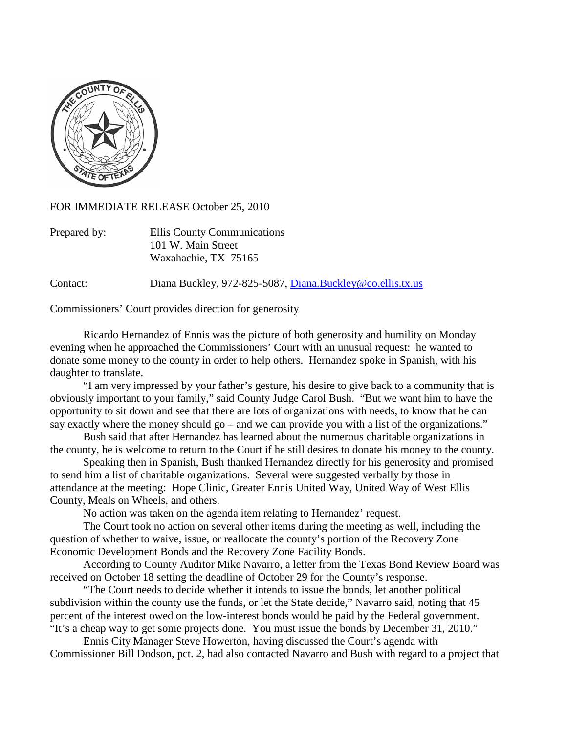FOR IMMEDIATE RELEASE October 25, 2010

Prepared by: Ellis County Communications
101 W. Main Street
Waxahachie, TX 75165

Contact: Diana Buckley, 972-825-5087, Diana.Buckley@co.ellis.tx.us

Commissioners' Court provides direction for generosity

Ricardo Hernandez of Ennis was the picture of both generosity and humility on Monday evening when he approached the Commissioners' Court with an unusual request: he wanted to donate some money to the county in order to help others. Hernandez spoke in Spanish, with his daughter to translate.

"I am very impressed by your father's gesture, his desire to give back to a community that is obviously important to your family," said County Judge Carol Bush. "But we want him to have the opportunity to sit down and see that there are lots of organizations with needs, to know that he can say exactly where the money should go – and we can provide you with a list of the organizations."

Bush said that after Hernandez has learned about the numerous charitable organizations in the county, he is welcome to return to the Court if he still desires to donate his money to the county.

Speaking then in Spanish, Bush thanked Hernandez directly for his generosity and promised to send him a list of charitable organizations. Several were suggested verbally by those in attendance at the meeting: Hope Clinic, Greater Ennis United Way, United Way of West Ellis County, Meals on Wheels, and others.

No action was taken on the agenda item relating to Hernandez' request.

The Court took no action on several other items during the meeting as well, including the question of whether to waive, issue, or reallocate the county's portion of the Recovery Zone Economic Development Bonds and the Recovery Zone Facility Bonds.

According to County Auditor Mike Navarro, a letter from the Texas Bond Review Board was received on October 18 setting the deadline of October 29 for the County's response.

"The Court needs to decide whether it intends to issue the bonds, let another political subdivision within the county use the funds, or let the State decide," Navarro said, noting that 45 percent of the interest owed on the low-interest bonds would be paid by the Federal government. "It's a cheap way to get some projects done. You must issue the bonds by December 31, 2010."

Ennis City Manager Steve Howerton, having discussed the Court's agenda with Commissioner Bill Dodson, pct. 2, had also contacted Navarro and Bush with regard to a project that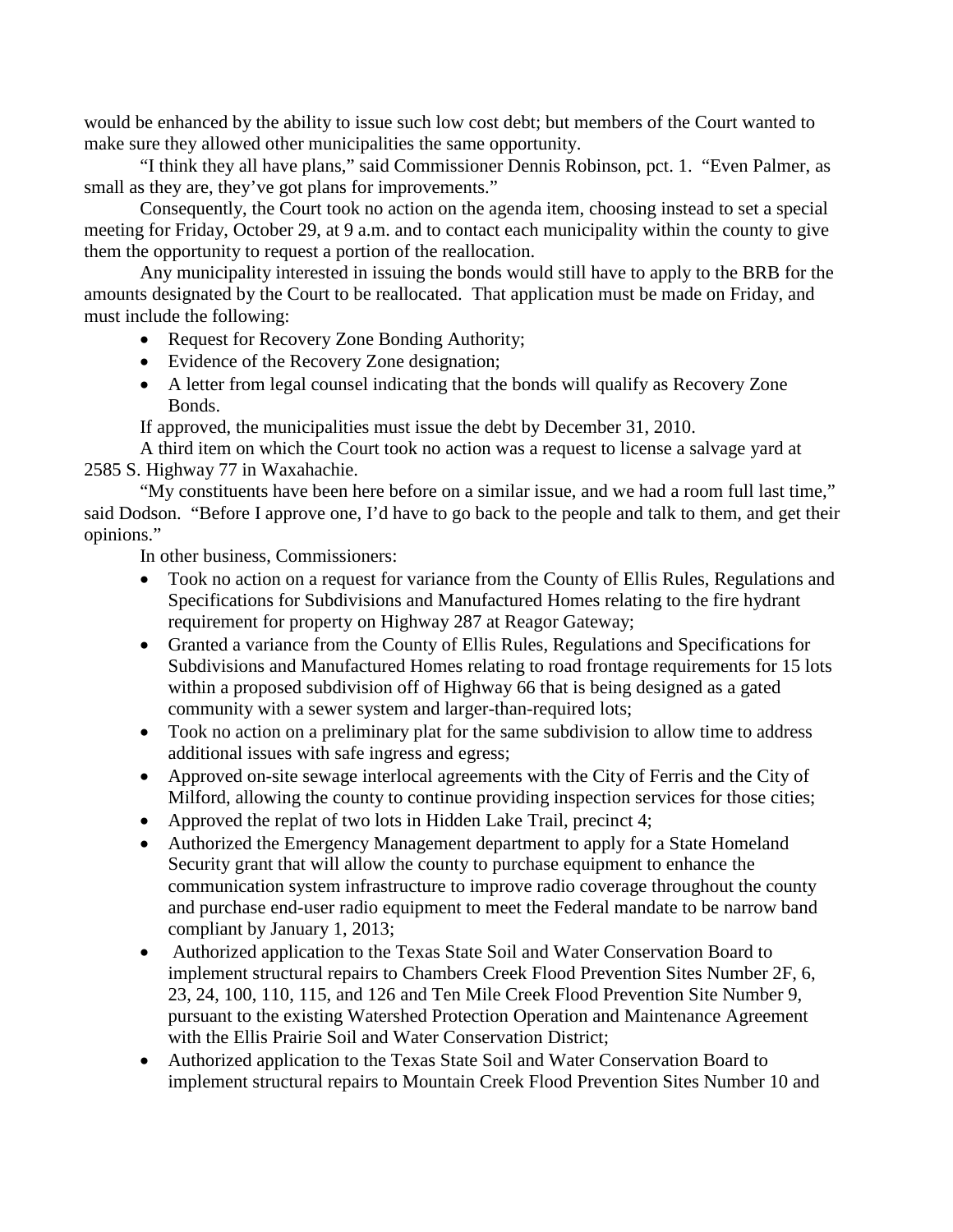would be enhanced by the ability to issue such low cost debt; but members of the Court wanted to make sure they allowed other municipalities the same opportunity.

"I think they all have plans," said Commissioner Dennis Robinson, pct. 1. "Even Palmer, as small as they are, they've got plans for improvements."

Consequently, the Court took no action on the agenda item, choosing instead to set a special meeting for Friday, October 29, at 9 a.m. and to contact each municipality within the county to give them the opportunity to request a portion of the reallocation.

Any municipality interested in issuing the bonds would still have to apply to the BRB for the amounts designated by the Court to be reallocated. That application must be made on Friday, and must include the following:

- Request for Recovery Zone Bonding Authority;
- Evidence of the Recovery Zone designation;
- A letter from legal counsel indicating that the bonds will qualify as Recovery Zone Bonds.

If approved, the municipalities must issue the debt by December 31, 2010.

A third item on which the Court took no action was a request to license a salvage yard at 2585 S. Highway 77 in Waxahachie.

"My constituents have been here before on a similar issue, and we had a room full last time," said Dodson. "Before I approve one, I'd have to go back to the people and talk to them, and get their opinions."

In other business, Commissioners:

- Took no action on a request for variance from the County of Ellis Rules, Regulations and Specifications for Subdivisions and Manufactured Homes relating to the fire hydrant requirement for property on Highway 287 at Reagor Gateway;
- Granted a variance from the County of Ellis Rules, Regulations and Specifications for Subdivisions and Manufactured Homes relating to road frontage requirements for 15 lots within a proposed subdivision off of Highway 66 that is being designed as a gated community with a sewer system and larger-than-required lots;
- Took no action on a preliminary plat for the same subdivision to allow time to address additional issues with safe ingress and egress;
- Approved on-site sewage interlocal agreements with the City of Ferris and the City of Milford, allowing the county to continue providing inspection services for those cities;
- Approved the replat of two lots in Hidden Lake Trail, precinct 4;
- Authorized the Emergency Management department to apply for a State Homeland Security grant that will allow the county to purchase equipment to enhance the communication system infrastructure to improve radio coverage throughout the county and purchase end-user radio equipment to meet the Federal mandate to be narrow band compliant by January 1, 2013;
- Authorized application to the Texas State Soil and Water Conservation Board to implement structural repairs to Chambers Creek Flood Prevention Sites Number 2F, 6, 23, 24, 100, 110, 115, and 126 and Ten Mile Creek Flood Prevention Site Number 9, pursuant to the existing Watershed Protection Operation and Maintenance Agreement with the Ellis Prairie Soil and Water Conservation District;
- Authorized application to the Texas State Soil and Water Conservation Board to implement structural repairs to Mountain Creek Flood Prevention Sites Number 10 and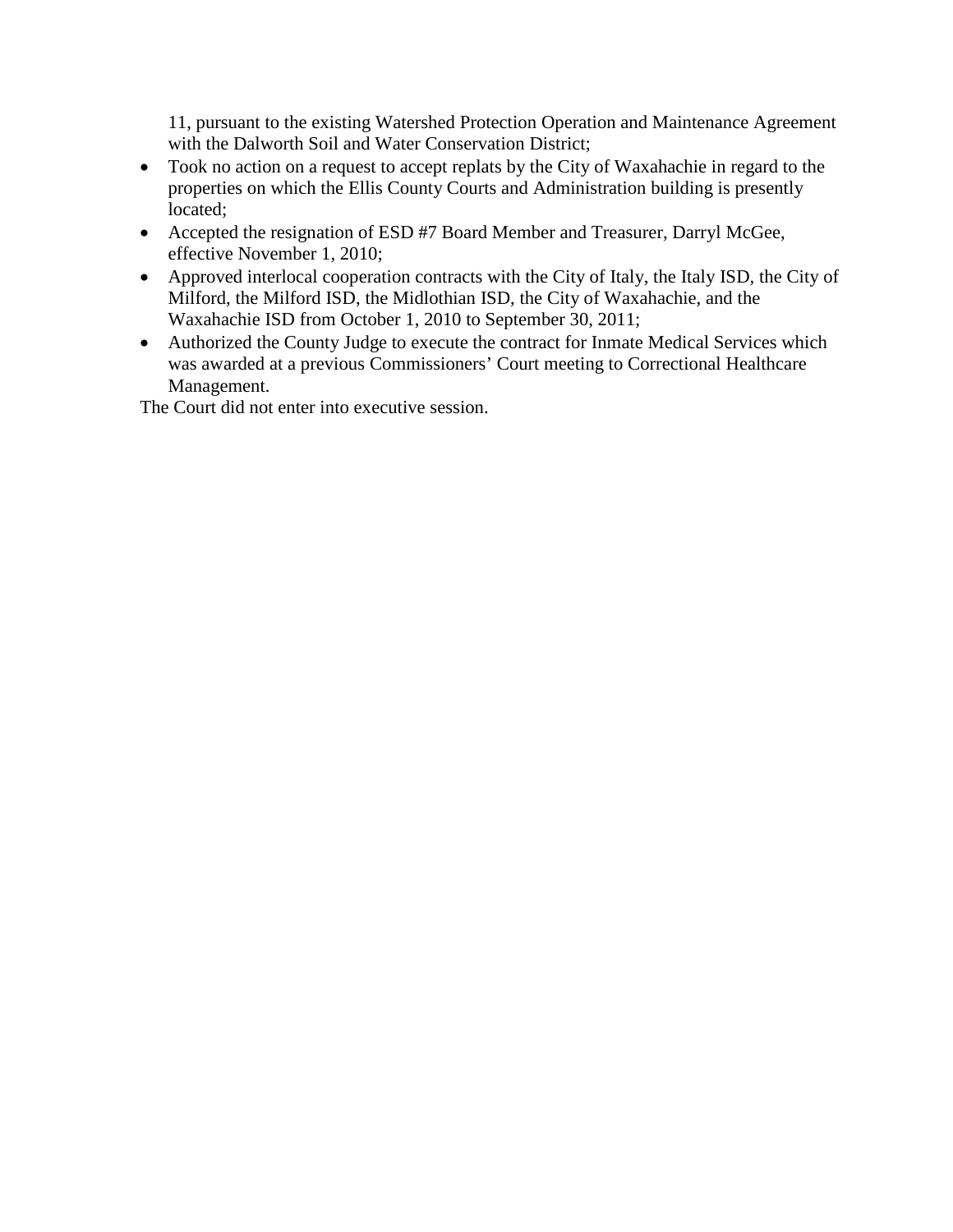11, pursuant to the existing Watershed Protection Operation and Maintenance Agreement with the Dalworth Soil and Water Conservation District;

- Took no action on a request to accept replats by the City of Waxahachie in regard to the properties on which the Ellis County Courts and Administration building is presently located;
- Accepted the resignation of ESD #7 Board Member and Treasurer, Darryl McGee, effective November 1, 2010;
- Approved interlocal cooperation contracts with the City of Italy, the Italy ISD, the City of Milford, the Milford ISD, the Midlothian ISD, the City of Waxahachie, and the Waxahachie ISD from October 1, 2010 to September 30, 2011;
- Authorized the County Judge to execute the contract for Inmate Medical Services which was awarded at a previous Commissioners' Court meeting to Correctional Healthcare Management.

The Court did not enter into executive session.